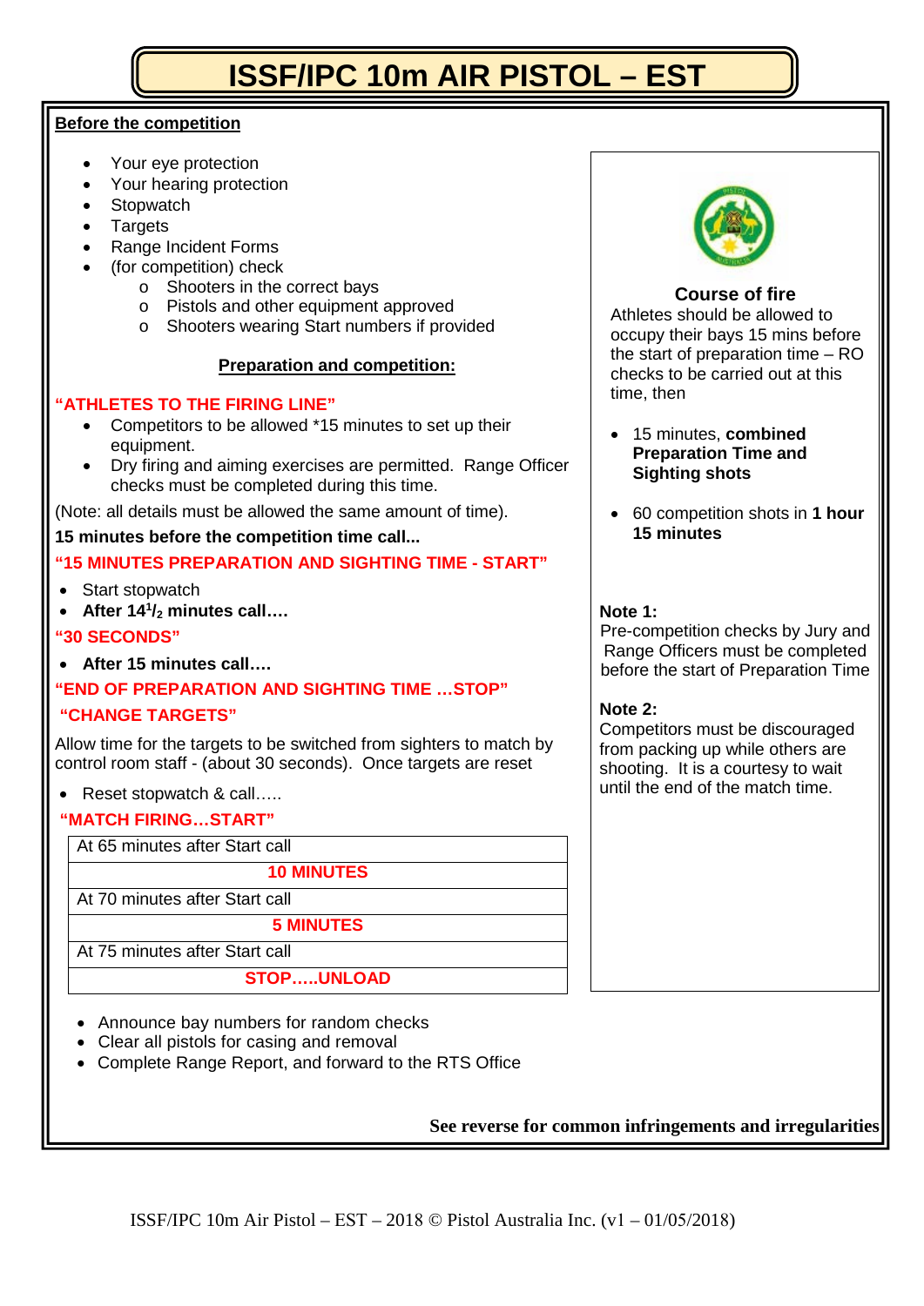# ISSF/IPC 10m AIR PISTOL – EST

**Before the competition**

- Your eye protection
- Your hearing protection
- Stopwatch
- Targets
- Range Incident Forms
- (for competition) check
  - Shooters in the correct bays
  - Pistols and other equipment approved
  - Shooters wearing Start numbers if provided

**Preparation and competition:**

**"ATHLETES TO THE FIRING LINE"**

- Competitors to be allowed *15 minutes to set up their equipment.
- Dry firing and aiming exercises are permitted. Range Officer checks must be completed during this time.

(Note: all details must be allowed the same amount of time).

**15 minutes before the competition time call...**

**"15 MINUTES PREPARATION AND SIGHTING TIME - START"**

- Start stopwatch
- **After 14½ minutes call….**

**"30 SECONDS"**

- **After 15 minutes call….**

**"END OF PREPARATION AND SIGHTING TIME …STOP"**

**"CHANGE TARGETS"**

Allow time for the targets to be switched from sighters to match by control room staff - (about 30 seconds). Once targets are reset

- Reset stopwatch & call…..

**"MATCH FIRING…START"**

| At 65 minutes after Start call |
|---|
| **10 MINUTES** |
| At 70 minutes after Start call |
| **5 MINUTES** |
| At 75 minutes after Start call |
| **STOP…..UNLOAD** |

- Announce bay numbers for random checks
- Clear all pistols for casing and removal
- Complete Range Report, and forward to the RTS Office

**Course of fire**

Athletes should be allowed to occupy their bays 15 mins before the start of preparation time – RO checks to be carried out at this time, then

- 15 minutes, **combined Preparation Time and Sighting shots**
- 60 competition shots in **1 hour 15 minutes**

**Note 1:**
Pre-competition checks by Jury and Range Officers must be completed before the start of Preparation Time

**Note 2:**
Competitors must be discouraged from packing up while others are shooting. It is a courtesy to wait until the end of the match time.

**See reverse for common infringements and irregularities**

ISSF/IPC 10m Air Pistol – EST – 2018 © Pistol Australia Inc. (v1 – 01/05/2018)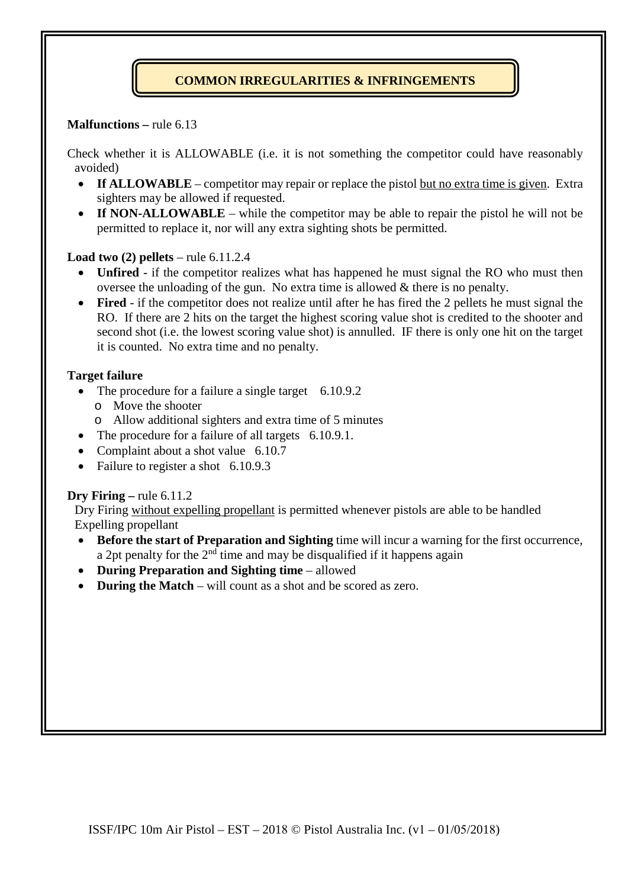## COMMON IRREGULARITIES & INFRINGEMENTS

**Malfunctions –** rule 6.13

Check whether it is ALLOWABLE (i.e. it is not something the competitor could have reasonably avoided)

- **If ALLOWABLE** – competitor may repair or replace the pistol <u>but no extra time is given</u>. Extra sighters may be allowed if requested.
- **If NON-ALLOWABLE** – while the competitor may be able to repair the pistol he will not be permitted to replace it, nor will any extra sighting shots be permitted.

**Load two (2) pellets** – rule 6.11.2.4

- **Unfired** - if the competitor realizes what has happened he must signal the RO who must then oversee the unloading of the gun. No extra time is allowed & there is no penalty.
- **Fired** - if the competitor does not realize until after he has fired the 2 pellets he must signal the RO. If there are 2 hits on the target the highest scoring value shot is credited to the shooter and second shot (i.e. the lowest scoring value shot) is annulled. IF there is only one hit on the target it is counted. No extra time and no penalty.

**Target failure**

- The procedure for a failure a single target 6.10.9.2
  - Move the shooter
  - Allow additional sighters and extra time of 5 minutes
- The procedure for a failure of all targets 6.10.9.1.
- Complaint about a shot value 6.10.7
- Failure to register a shot 6.10.9.3

**Dry Firing –** rule 6.11.2

Dry Firing <u>without expelling propellant</u> is permitted whenever pistols are able to be handled

Expelling propellant

- **Before the start of Preparation and Sighting** time will incur a warning for the first occurrence, a 2pt penalty for the 2nd time and may be disqualified if it happens again
- **During Preparation and Sighting time** – allowed
- **During the Match** – will count as a shot and be scored as zero.